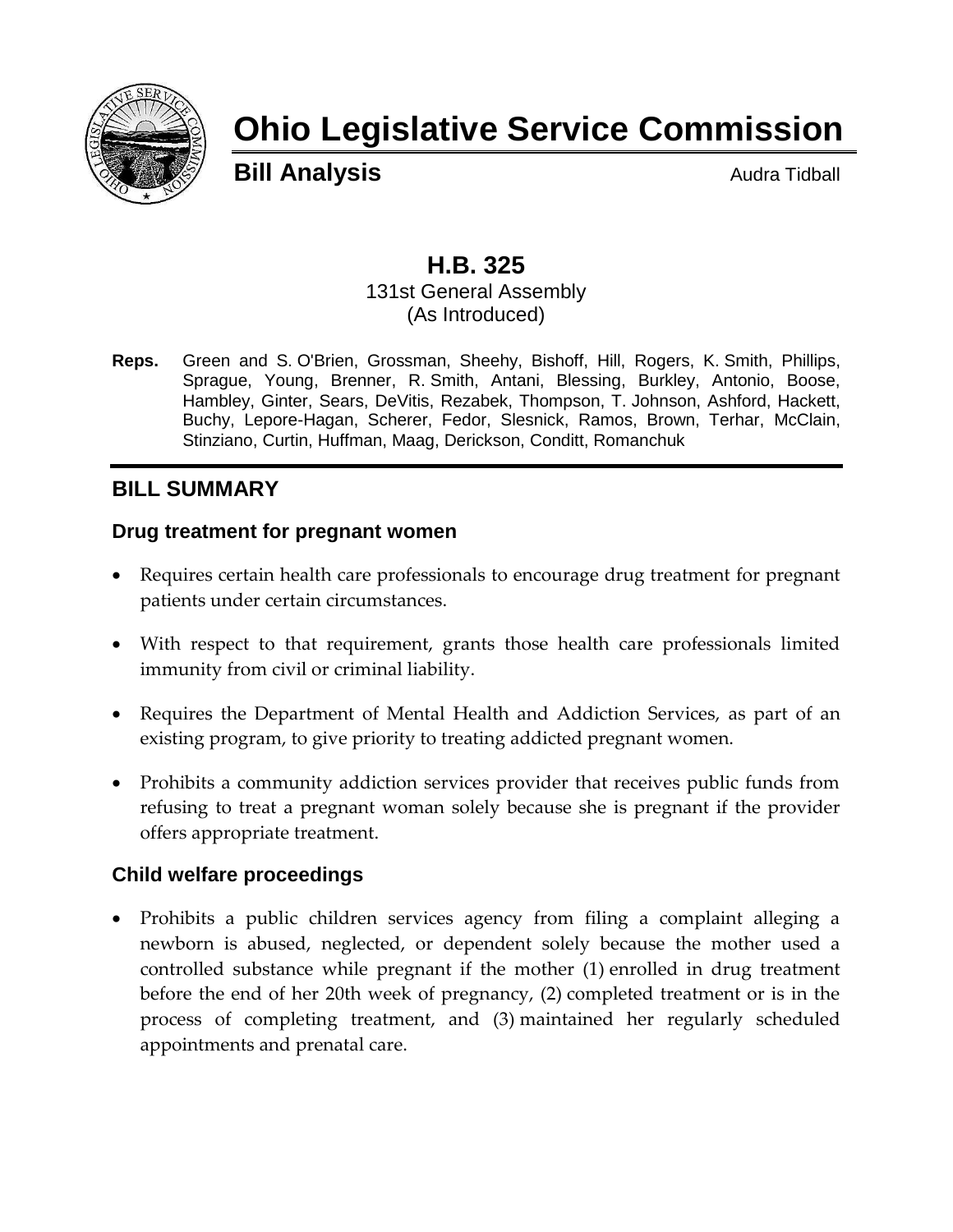# Ohio Legislative Service Commission

**Bill Analysis** Audra Tidball

## H.B. 325

131st General Assembly
(As Introduced)

**Reps.** Green and S. O'Brien, Grossman, Sheehy, Bishoff, Hill, Rogers, K. Smith, Phillips, Sprague, Young, Brenner, R. Smith, Antani, Blessing, Burkley, Antonio, Boose, Hambley, Ginter, Sears, DeVitis, Rezabek, Thompson, T. Johnson, Ashford, Hackett, Buchy, Lepore-Hagan, Scherer, Fedor, Slesnick, Ramos, Brown, Terhar, McClain, Stinziano, Curtin, Huffman, Maag, Derickson, Conditt, Romanchuk

## BILL SUMMARY

### Drug treatment for pregnant women

- Requires certain health care professionals to encourage drug treatment for pregnant patients under certain circumstances.
- With respect to that requirement, grants those health care professionals limited immunity from civil or criminal liability.
- Requires the Department of Mental Health and Addiction Services, as part of an existing program, to give priority to treating addicted pregnant women.
- Prohibits a community addiction services provider that receives public funds from refusing to treat a pregnant woman solely because she is pregnant if the provider offers appropriate treatment.

### Child welfare proceedings

- Prohibits a public children services agency from filing a complaint alleging a newborn is abused, neglected, or dependent solely because the mother used a controlled substance while pregnant if the mother (1) enrolled in drug treatment before the end of her 20th week of pregnancy, (2) completed treatment or is in the process of completing treatment, and (3) maintained her regularly scheduled appointments and prenatal care.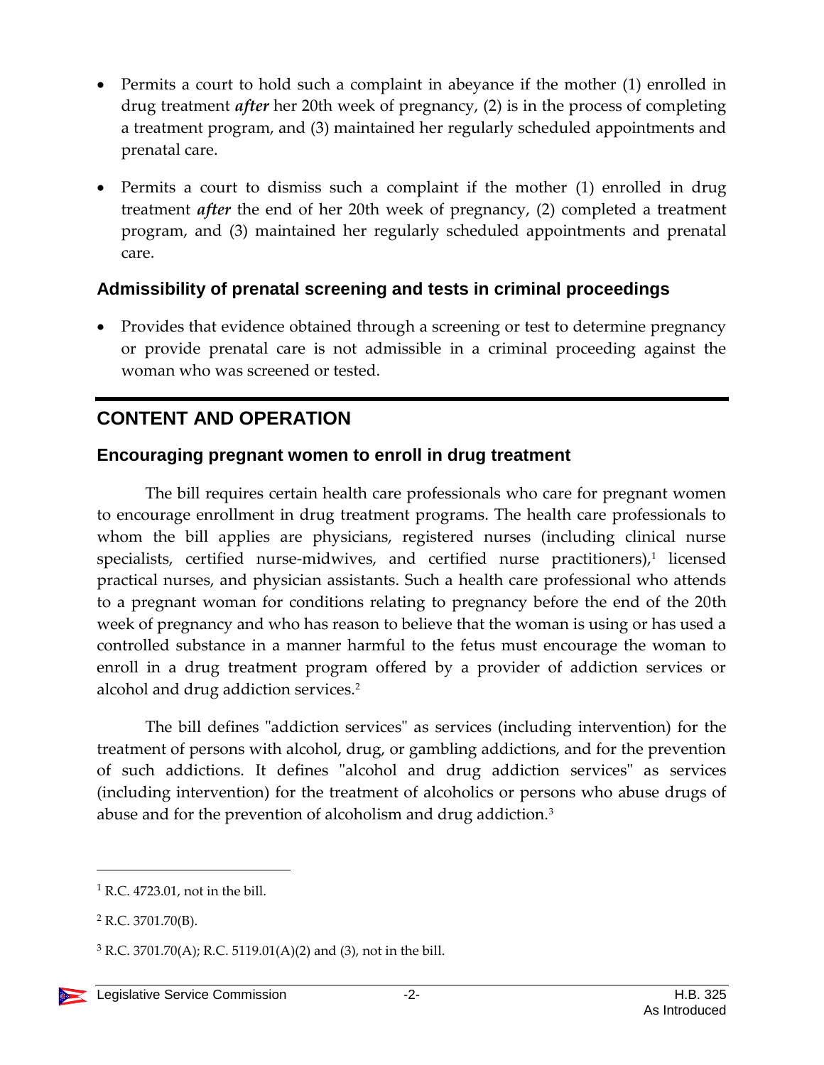- Permits a court to hold such a complaint in abeyance if the mother (1) enrolled in drug treatment ***after*** her 20th week of pregnancy, (2) is in the process of completing a treatment program, and (3) maintained her regularly scheduled appointments and prenatal care.

- Permits a court to dismiss such a complaint if the mother (1) enrolled in drug treatment ***after*** the end of her 20th week of pregnancy, (2) completed a treatment program, and (3) maintained her regularly scheduled appointments and prenatal care.

### Admissibility of prenatal screening and tests in criminal proceedings

- Provides that evidence obtained through a screening or test to determine pregnancy or provide prenatal care is not admissible in a criminal proceeding against the woman who was screened or tested.

## CONTENT AND OPERATION

### Encouraging pregnant women to enroll in drug treatment

The bill requires certain health care professionals who care for pregnant women to encourage enrollment in drug treatment programs. The health care professionals to whom the bill applies are physicians, registered nurses (including clinical nurse specialists, certified nurse-midwives, and certified nurse practitioners),[1] licensed practical nurses, and physician assistants. Such a health care professional who attends to a pregnant woman for conditions relating to pregnancy before the end of the 20th week of pregnancy and who has reason to believe that the woman is using or has used a controlled substance in a manner harmful to the fetus must encourage the woman to enroll in a drug treatment program offered by a provider of addiction services or alcohol and drug addiction services.[2]

The bill defines "addiction services" as services (including intervention) for the treatment of persons with alcohol, drug, or gambling addictions, and for the prevention of such addictions. It defines "alcohol and drug addiction services" as services (including intervention) for the treatment of alcoholics or persons who abuse drugs of abuse and for the prevention of alcoholism and drug addiction.[3]

---

[1] R.C. 4723.01, not in the bill.

[2] R.C. 3701.70(B).

[3] R.C. 3701.70(A); R.C. 5119.01(A)(2) and (3), not in the bill.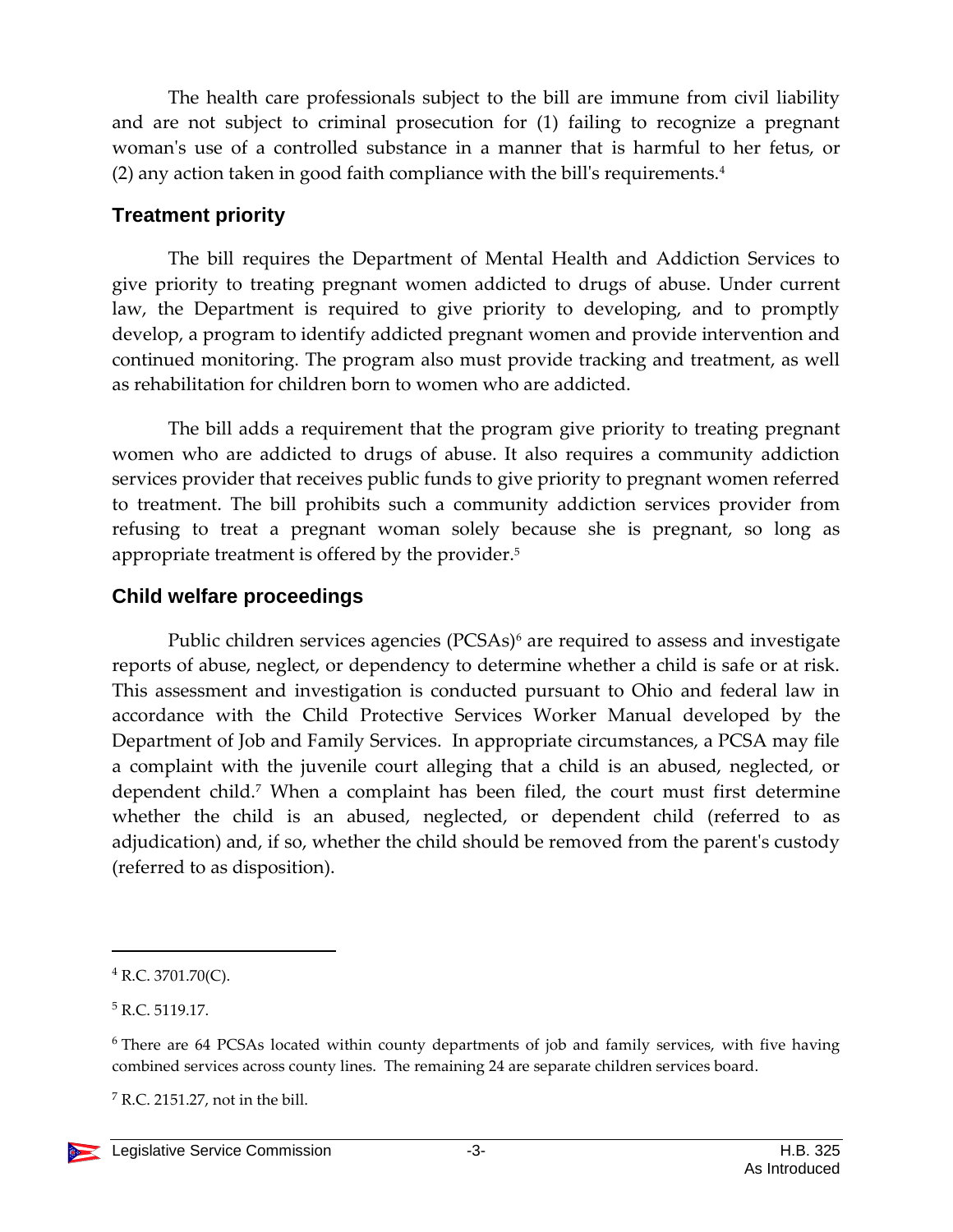The health care professionals subject to the bill are immune from civil liability and are not subject to criminal prosecution for (1) failing to recognize a pregnant woman's use of a controlled substance in a manner that is harmful to her fetus, or (2) any action taken in good faith compliance with the bill's requirements.[4]

## Treatment priority

The bill requires the Department of Mental Health and Addiction Services to give priority to treating pregnant women addicted to drugs of abuse. Under current law, the Department is required to give priority to developing, and to promptly develop, a program to identify addicted pregnant women and provide intervention and continued monitoring. The program also must provide tracking and treatment, as well as rehabilitation for children born to women who are addicted.

The bill adds a requirement that the program give priority to treating pregnant women who are addicted to drugs of abuse. It also requires a community addiction services provider that receives public funds to give priority to pregnant women referred to treatment. The bill prohibits such a community addiction services provider from refusing to treat a pregnant woman solely because she is pregnant, so long as appropriate treatment is offered by the provider.[5]

## Child welfare proceedings

Public children services agencies (PCSAs)[6] are required to assess and investigate reports of abuse, neglect, or dependency to determine whether a child is safe or at risk. This assessment and investigation is conducted pursuant to Ohio and federal law in accordance with the Child Protective Services Worker Manual developed by the Department of Job and Family Services. In appropriate circumstances, a PCSA may file a complaint with the juvenile court alleging that a child is an abused, neglected, or dependent child.[7] When a complaint has been filed, the court must first determine whether the child is an abused, neglected, or dependent child (referred to as adjudication) and, if so, whether the child should be removed from the parent's custody (referred to as disposition).

---

[4] R.C. 3701.70(C).

[5] R.C. 5119.17.

[6] There are 64 PCSAs located within county departments of job and family services, with five having combined services across county lines. The remaining 24 are separate children services board.

[7] R.C. 2151.27, not in the bill.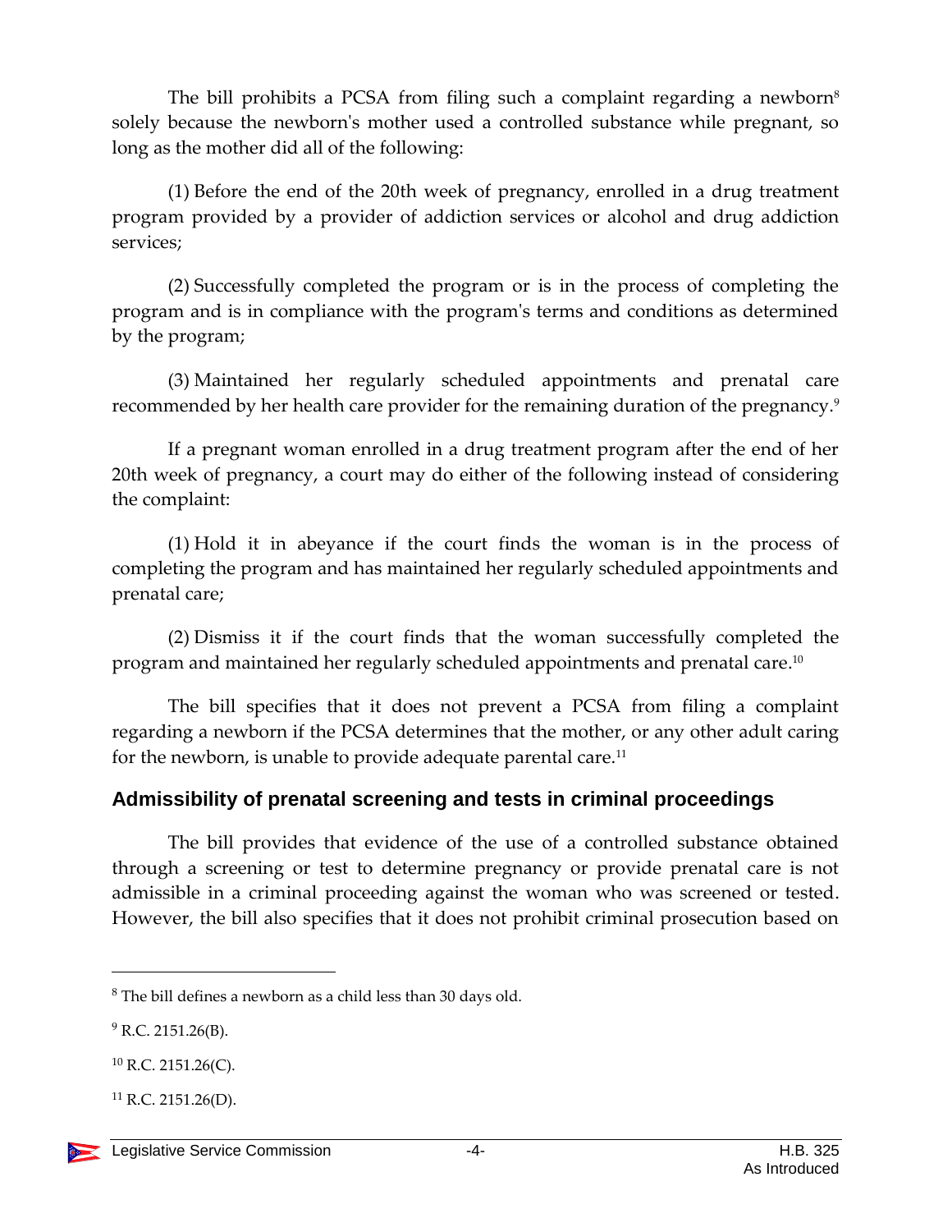The bill prohibits a PCSA from filing such a complaint regarding a newborn[8] solely because the newborn's mother used a controlled substance while pregnant, so long as the mother did all of the following:

(1) Before the end of the 20th week of pregnancy, enrolled in a drug treatment program provided by a provider of addiction services or alcohol and drug addiction services;

(2) Successfully completed the program or is in the process of completing the program and is in compliance with the program's terms and conditions as determined by the program;

(3) Maintained her regularly scheduled appointments and prenatal care recommended by her health care provider for the remaining duration of the pregnancy.[9]

If a pregnant woman enrolled in a drug treatment program after the end of her 20th week of pregnancy, a court may do either of the following instead of considering the complaint:

(1) Hold it in abeyance if the court finds the woman is in the process of completing the program and has maintained her regularly scheduled appointments and prenatal care;

(2) Dismiss it if the court finds that the woman successfully completed the program and maintained her regularly scheduled appointments and prenatal care.[10]

The bill specifies that it does not prevent a PCSA from filing a complaint regarding a newborn if the PCSA determines that the mother, or any other adult caring for the newborn, is unable to provide adequate parental care.[11]

## Admissibility of prenatal screening and tests in criminal proceedings

The bill provides that evidence of the use of a controlled substance obtained through a screening or test to determine pregnancy or provide prenatal care is not admissible in a criminal proceeding against the woman who was screened or tested. However, the bill also specifies that it does not prohibit criminal prosecution based on

---

[8] The bill defines a newborn as a child less than 30 days old.

[9] R.C. 2151.26(B).

[10] R.C. 2151.26(C).

[11] R.C. 2151.26(D).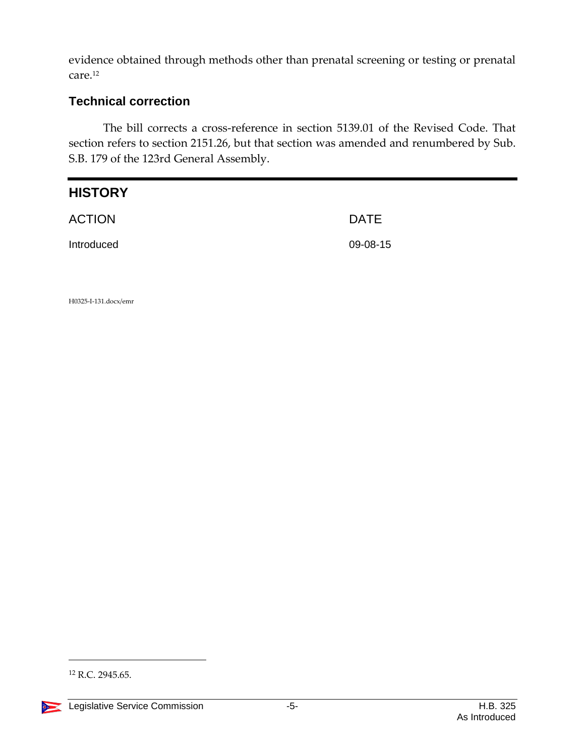evidence obtained through methods other than prenatal screening or testing or prenatal care.[12]

### Technical correction

The bill corrects a cross-reference in section 5139.01 of the Revised Code. That section refers to section 2151.26, but that section was amended and renumbered by Sub. S.B. 179 of the 123rd General Assembly.

## HISTORY

| ACTION | DATE |
| --- | --- |
| Introduced | 09-08-15 |

H0325-I-131.docx/emr

[12] R.C. 2945.65.